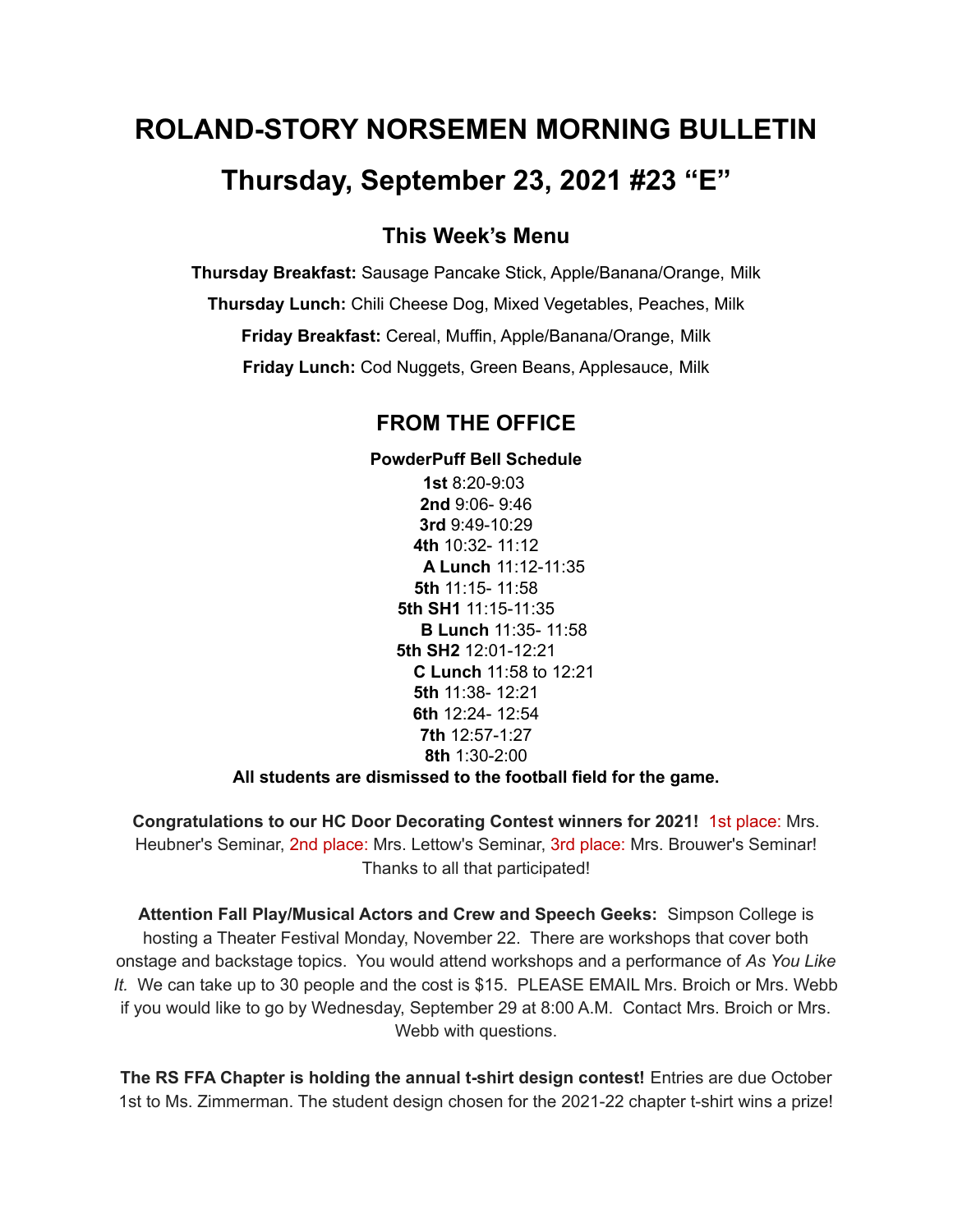# ROLAND-STORY NORSEMEN MORNING BULLETIN

# Thursday, September 23, 2021 #23 "E"

## This Week's Menu

**Thursday Breakfast:** Sausage Pancake Stick, Apple/Banana/Orange, Milk

**Thursday Lunch:** Chili Cheese Dog, Mixed Vegetables, Peaches, Milk

**Friday Breakfast:** Cereal, Muffin, Apple/Banana/Orange, Milk

**Friday Lunch:** Cod Nuggets, Green Beans, Applesauce, Milk

## FROM THE OFFICE

**PowderPuff Bell Schedule**

**1st** 8:20-9:03
**2nd** 9:06- 9:46
**3rd** 9:49-10:29
**4th** 10:32- 11:12
**A Lunch** 11:12-11:35
**5th** 11:15- 11:58
**5th SH1** 11:15-11:35
**B Lunch** 11:35- 11:58
**5th SH2** 12:01-12:21
**C Lunch** 11:58 to 12:21
**5th** 11:38- 12:21
**6th** 12:24- 12:54
**7th** 12:57-1:27
**8th** 1:30-2:00

**All students are dismissed to the football field for the game.**

**Congratulations to our HC Door Decorating Contest winners for 2021!** 1st place: Mrs. Heubner's Seminar, 2nd place: Mrs. Lettow's Seminar, 3rd place: Mrs. Brouwer's Seminar! Thanks to all that participated!

**Attention Fall Play/Musical Actors and Crew and Speech Geeks:** Simpson College is hosting a Theater Festival Monday, November 22. There are workshops that cover both onstage and backstage topics. You would attend workshops and a performance of *As You Like It.* We can take up to 30 people and the cost is $15. PLEASE EMAIL Mrs. Broich or Mrs. Webb if you would like to go by Wednesday, September 29 at 8:00 A.M. Contact Mrs. Broich or Mrs. Webb with questions.

**The RS FFA Chapter is holding the annual t-shirt design contest!** Entries are due October 1st to Ms. Zimmerman. The student design chosen for the 2021-22 chapter t-shirt wins a prize!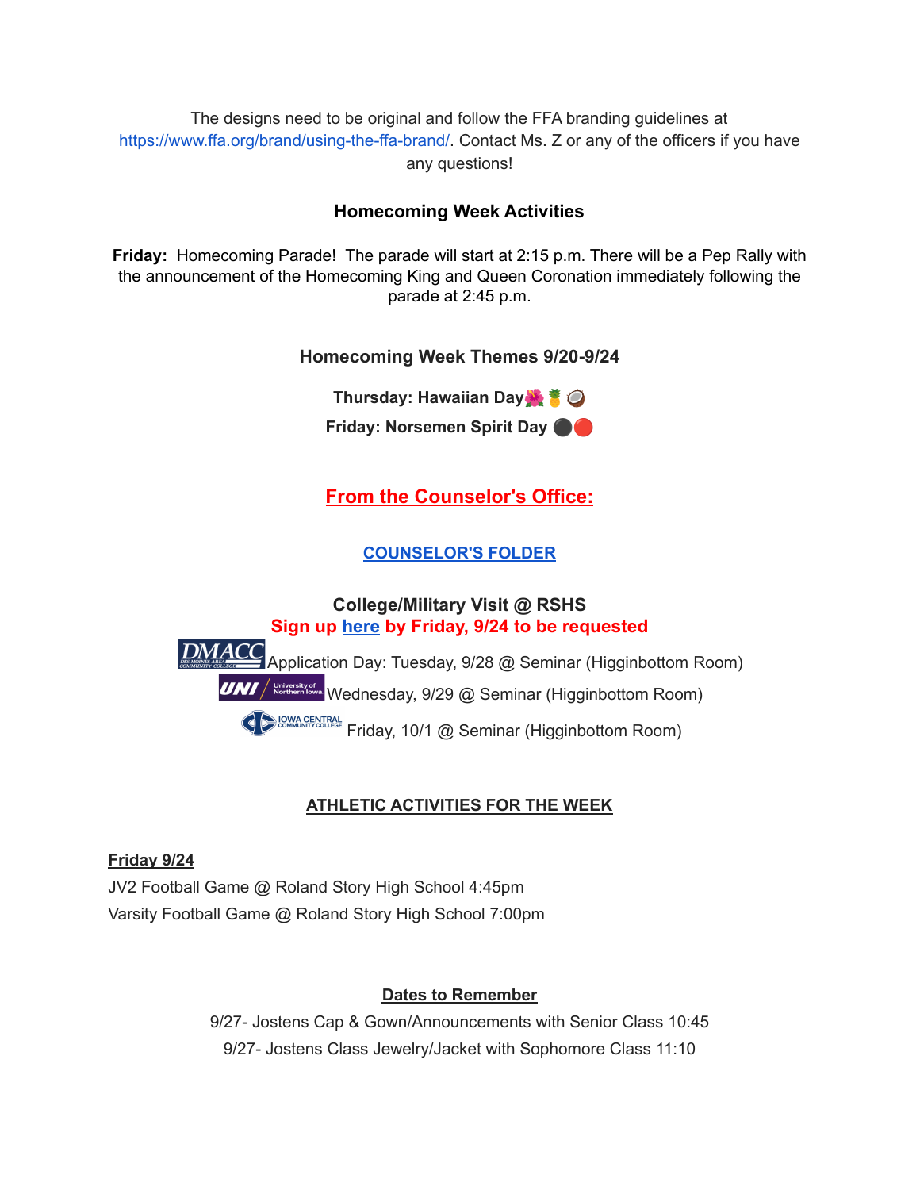The designs need to be original and follow the FFA branding guidelines at https://www.ffa.org/brand/using-the-ffa-brand/. Contact Ms. Z or any of the officers if you have any questions!

### Homecoming Week Activities

**Friday:** Homecoming Parade! The parade will start at 2:15 p.m. There will be a Pep Rally with the announcement of the Homecoming King and Queen Coronation immediately following the parade at 2:45 p.m.

### Homecoming Week Themes 9/20-9/24

**Thursday: Hawaiian Day🌺🍍🥥**

**Friday: Norsemen Spirit Day ⚫🔴**

## From the Counselor's Office:

**COUNSELOR'S FOLDER**

### College/Military Visit @ RSHS

**Sign up here by Friday, 9/24 to be requested**

DMACC Application Day: Tuesday, 9/28 @ Seminar (Higginbottom Room)

UNI Wednesday, 9/29 @ Seminar (Higginbottom Room)

Iowa Central Community College Friday, 10/1 @ Seminar (Higginbottom Room)

### ATHLETIC ACTIVITIES FOR THE WEEK

**Friday 9/24**

JV2 Football Game @ Roland Story High School 4:45pm

Varsity Football Game @ Roland Story High School 7:00pm

### Dates to Remember

9/27- Jostens Cap & Gown/Announcements with Senior Class 10:45

9/27- Jostens Class Jewelry/Jacket with Sophomore Class 11:10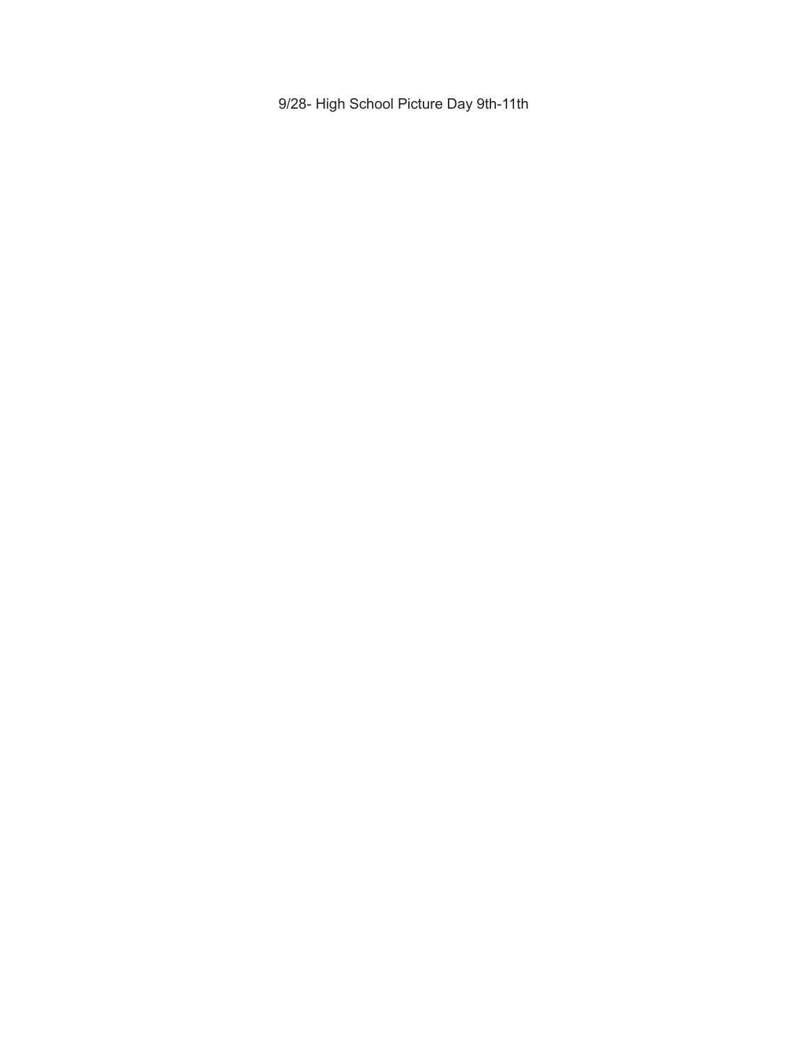9/28- High School Picture Day 9th-11th